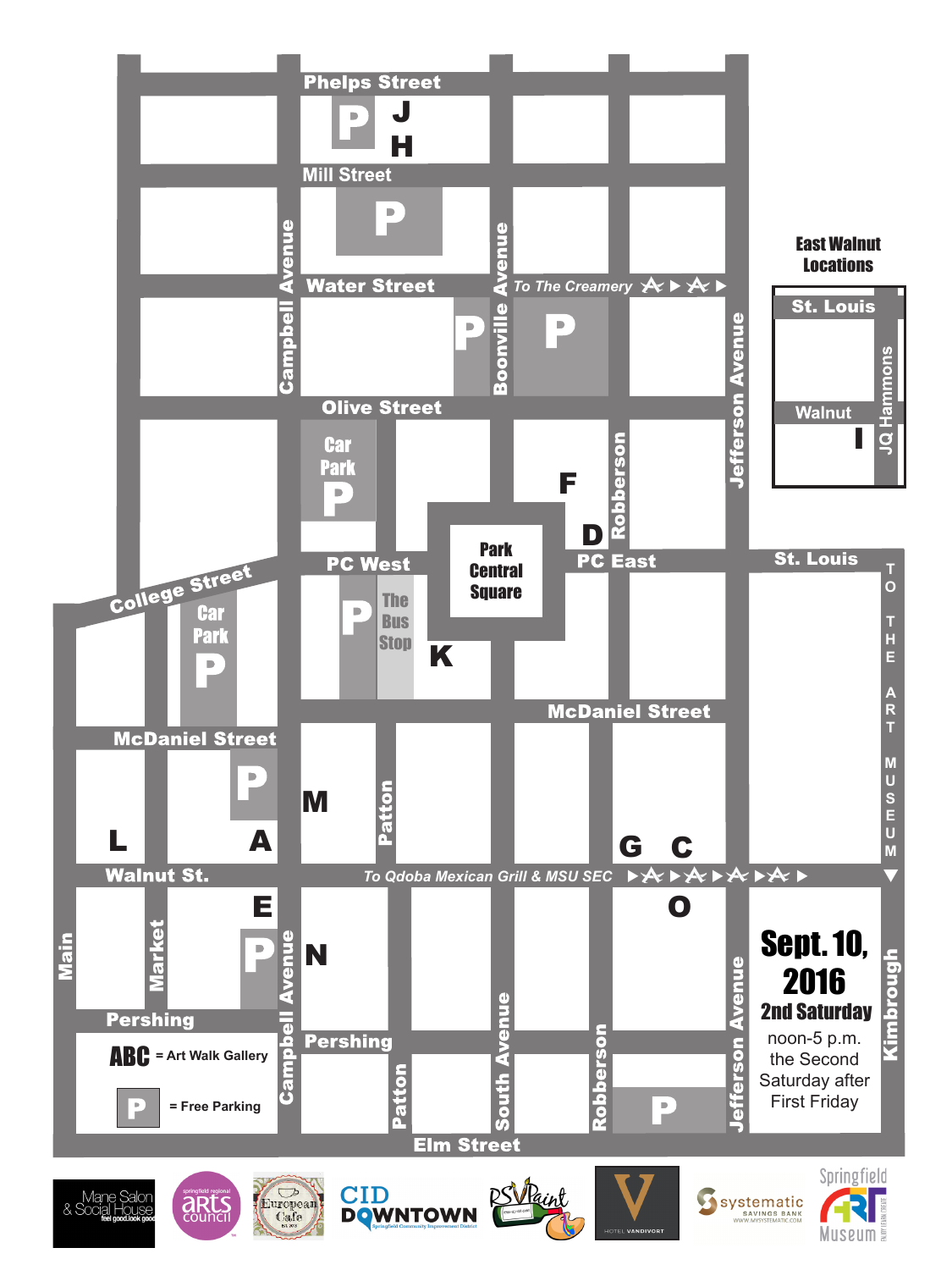Phelps Street

Mill Street

Water Street

To The Creamery

Olive Street

Car Park

College Street

Car Park

PC West

The Bus Stop

Park Central Square

PC East

St. Louis

McDaniel Street

McDaniel Street

Walnut St.

To Qdoba Mexican Grill & MSU SEC

Pershing

Pershing

Elm Street

Campbell Avenue

Boonville Avenue

Robberson

Jefferson Avenue

Patton

South Avenue

Market

Main

Kimbrough

TO THE ART MUSEUM

J H K F D L A M G C O E N

**East Walnut Locations**

St. Louis

Walnut

JQ Hammons

I

**ABC** = Art Walk Gallery

**P** = Free Parking

# Sept. 10, 2016

## 2nd Saturday

noon-5 p.m.
the Second Saturday after First Friday

Mane Salon & Social House — feel good.look good

springfield regional arts council

European Cafe

CID DOWNTOWN — Springfield Community Improvement District

RSVPaint

HOTEL VANDIVORT

systematic SAVINGS BANK — WWW.MYSYSTEMATIC.COM

Springfield Art Museum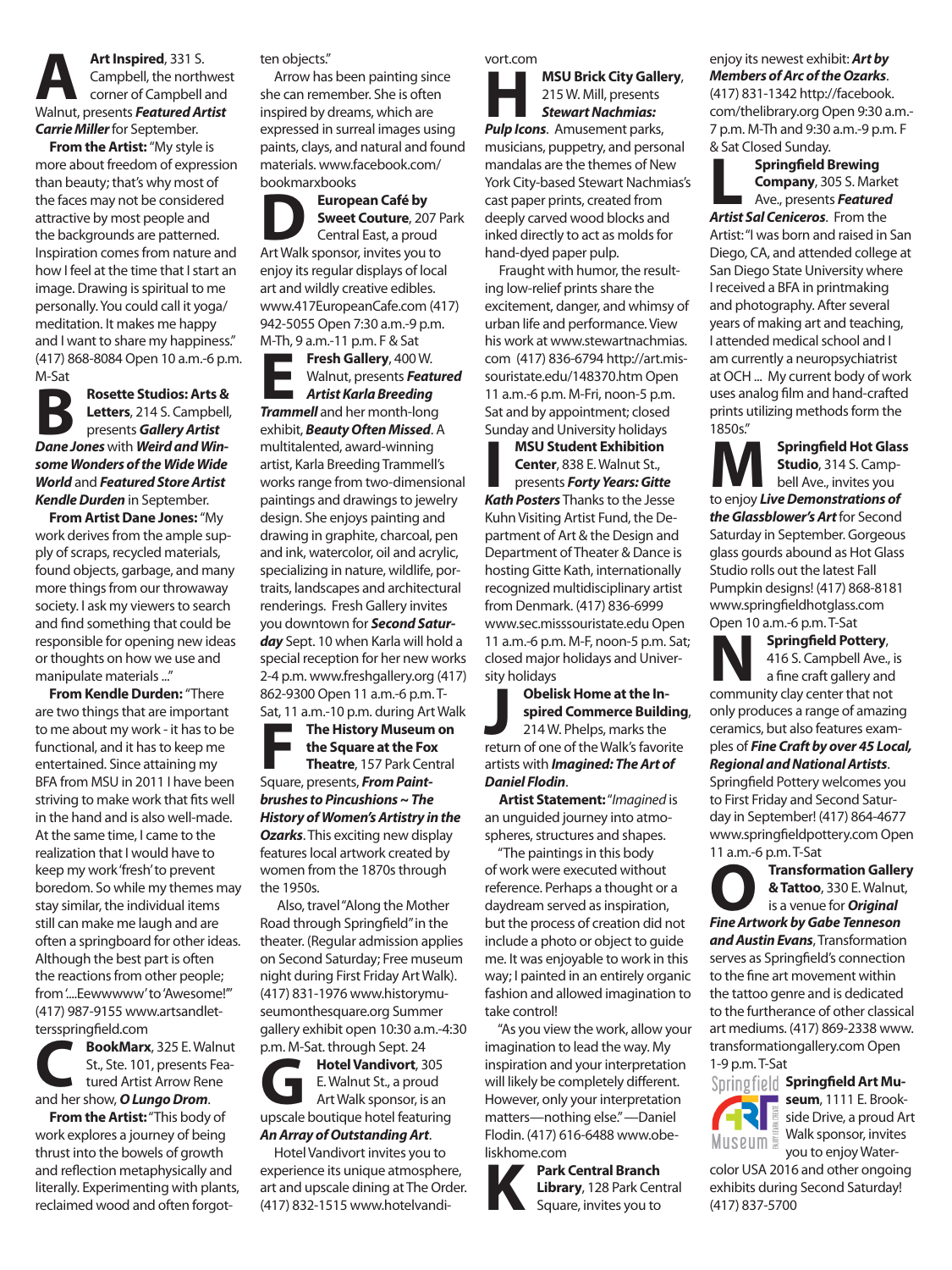**A** **Art Inspired**, 331 S. Campbell, the northwest corner of Campbell and Walnut, presents ***Featured Artist Carrie Miller*** for September.

**From the Artist:** "My style is more about freedom of expression than beauty; that's why most of the faces may not be considered attractive by most people and the backgrounds are patterned. Inspiration comes from nature and how I feel at the time that I start an image. Drawing is spiritual to me personally. You could call it yoga/ meditation. It makes me happy and I want to share my happiness." (417) 868-8084 Open 10 a.m.-6 p.m. M-Sat

**B** **Rosette Studios: Arts & Letters**, 214 S. Campbell, presents ***Gallery Artist Dane Jones*** with ***Weird and Winsome Wonders of the Wide Wide World*** and ***Featured Store Artist Kendle Durden*** in September.

**From Artist Dane Jones:** "My work derives from the ample supply of scraps, recycled materials, found objects, garbage, and many more things from our throwaway society. I ask my viewers to search and find something that could be responsible for opening new ideas or thoughts on how we use and manipulate materials ..."

**From Kendle Durden:** "There are two things that are important to me about my work - it has to be functional, and it has to keep me entertained. Since attaining my BFA from MSU in 2011 I have been striving to make work that fits well in the hand and is also well-made. At the same time, I came to the realization that I would have to keep my work 'fresh' to prevent boredom. So while my themes may stay similar, the individual items still can make me laugh and are often a springboard for other ideas. Although the best part is often the reactions from other people; from '....Eewwwww' to 'Awesome!'" (417) 987-9155 www.artsandletterspringfield.com

**C** **BookMarx**, 325 E. Walnut St., Ste. 101, presents Featured Artist Arrow Rene and her show, ***O Lungo Drom***.

**From the Artist:** "This body of work explores a journey of being thrust into the bowels of growth and reflection metaphysically and literally. Experimenting with plants, reclaimed wood and often forgotten objects."

Arrow has been painting since she can remember. She is often inspired by dreams, which are expressed in surreal images using paints, clays, and natural and found materials. www.facebook.com/bookmarxbooks

**D** **European Café by Sweet Couture**, 207 Park Central East, a proud Art Walk sponsor, invites you to enjoy its regular displays of local art and wildly creative edibles. www.417EuropeanCafe.com (417) 942-5055 Open 7:30 a.m.-9 p.m. M-Th, 9 a.m.-11 p.m. F & Sat

**E** **Fresh Gallery**, 400 W. Walnut, presents ***Featured Artist Karla Breeding Trammell*** and her month-long exhibit, ***Beauty Often Missed***. A multitalented, award-winning artist, Karla Breeding Trammell's works range from two-dimensional paintings and drawings to jewelry design. She enjoys painting and drawing in graphite, charcoal, pen and ink, watercolor, oil and acrylic, specializing in nature, wildlife, portraits, landscapes and architectural renderings. Fresh Gallery invites you downtown for ***Second Saturday*** Sept. 10 when Karla will hold a special reception for her new works 2-4 p.m. www.freshgallery.org (417) 862-9300 Open 11 a.m.-6 p.m. T-Sat, 11 a.m.-10 p.m. during Art Walk

**F** **The History Museum on the Square at the Fox Theatre**, 157 Park Central Square, presents, ***From Paintbrushes to Pincushions ~ The History of Women's Artistry in the Ozarks***. This exciting new display features local artwork created by women from the 1870s through the 1950s.

Also, travel "Along the Mother Road through Springfield" in the theater. (Regular admission applies on Second Saturday; Free museum night during First Friday Art Walk). (417) 831-1976 www.historymuseumonthesquare.org Summer gallery exhibit open 10:30 a.m.-4:30 p.m. M-Sat. through Sept. 24

**G** **Hotel Vandivort**, 305 E. Walnut St., a proud Art Walk sponsor, is an upscale boutique hotel featuring ***An Array of Outstanding Art***.

Hotel Vandivort invites you to experience its unique atmosphere, art and upscale dining at The Order. (417) 832-1515 www.hotelvandivort.com

**H** **MSU Brick City Gallery**, 215 W. Mill, presents ***Stewart Nachmias: Pulp Icons***. Amusement parks, musicians, puppetry, and personal mandalas are the themes of New York City-based Stewart Nachmias's cast paper prints, created from deeply carved wood blocks and inked directly to act as molds for hand-dyed paper pulp.

Fraught with humor, the resulting low-relief prints share the excitement, danger, and whimsy of urban life and performance. View his work at www.stewartnachmias.com (417) 836-6794 http://art.missouristate.edu/148370.htm Open 11 a.m.-6 p.m. M-Fri, noon-5 p.m. Sat and by appointment; closed Sunday and University holidays

**I** **MSU Student Exhibition Center**, 838 E. Walnut St., presents ***Forty Years: Gitte Kath Posters*** Thanks to the Jesse Kuhn Visiting Artist Fund, the Department of Art & the Design and Department of Theater & Dance is hosting Gitte Kath, internationally recognized multidisciplinary artist from Denmark. (417) 836-6999 www.sec.misssouristate.edu Open 11 a.m.-6 p.m. M-F, noon-5 p.m. Sat; closed major holidays and University holidays

**J** **Obelisk Home at the Inspired Commerce Building**, 214 W. Phelps, marks the return of one of the Walk's favorite artists with ***Imagined: The Art of Daniel Flodin***.

**Artist Statement:** "*Imagined* is an unguided journey into atmospheres, structures and shapes.

"The paintings in this body of work were executed without reference. Perhaps a thought or a daydream served as inspiration, but the process of creation did not include a photo or object to guide me. It was enjoyable to work in this way; I painted in an entirely organic fashion and allowed imagination to take control!

"As you view the work, allow your imagination to lead the way. My inspiration and your interpretation will likely be completely different. However, only your interpretation matters—nothing else." —Daniel Flodin. (417) 616-6488 www.obeliskhome.com

**K** **Park Central Branch Library**, 128 Park Central Square, invites you to enjoy its newest exhibit: ***Art by Members of Arc of the Ozarks***. (417) 831-1342 http://facebook.com/thelibrary.org Open 9:30 a.m.-7 p.m. M-Th and 9:30 a.m.-9 p.m. F & Sat Closed Sunday.

**L** **Springfield Brewing Company**, 305 S. Market Ave., presents ***Featured Artist Sal Ceniceros***. From the Artist: "I was born and raised in San Diego, CA, and attended college at San Diego State University where I received a BFA in printmaking and photography. After several years of making art and teaching, I attended medical school and I am currently a neuropsychiatrist at OCH ... My current body of work uses analog film and hand-crafted prints utilizing methods form the 1850s."

**M** **Springfield Hot Glass Studio**, 314 S. Campbell Ave., invites you to enjoy ***Live Demonstrations of the Glassblower's Art*** for Second Saturday in September. Gorgeous glass gourds abound as Hot Glass Studio rolls out the latest Fall Pumpkin designs! (417) 868-8181 www.springfieldhotglass.com Open 10 a.m.-6 p.m. T-Sat

**N** **Springfield Pottery**, 416 S. Campbell Ave., is a fine craft gallery and community clay center that not only produces a range of amazing ceramics, but also features examples of ***Fine Craft by over 45 Local, Regional and National Artists***. Springfield Pottery welcomes you to First Friday and Second Saturday in September! (417) 864-4677 www.springfieldpottery.com Open 11 a.m.-6 p.m. T-Sat

**O** **Transformation Gallery & Tattoo**, 330 E. Walnut, is a venue for ***Original Fine Artwork by Gabe Tenneson and Austin Evans***, Transformation serves as Springfield's connection to the fine art movement within the tattoo genre and is dedicated to the furtherance of other classical art mediums. (417) 869-2338 www.transformationgallery.com Open 1-9 p.m. T-Sat

**Springfield Art Museum**, 1111 E. Brookside Drive, a proud Art Walk sponsor, invites you to enjoy Watercolor USA 2016 and other ongoing exhibits during Second Saturday! (417) 837-5700